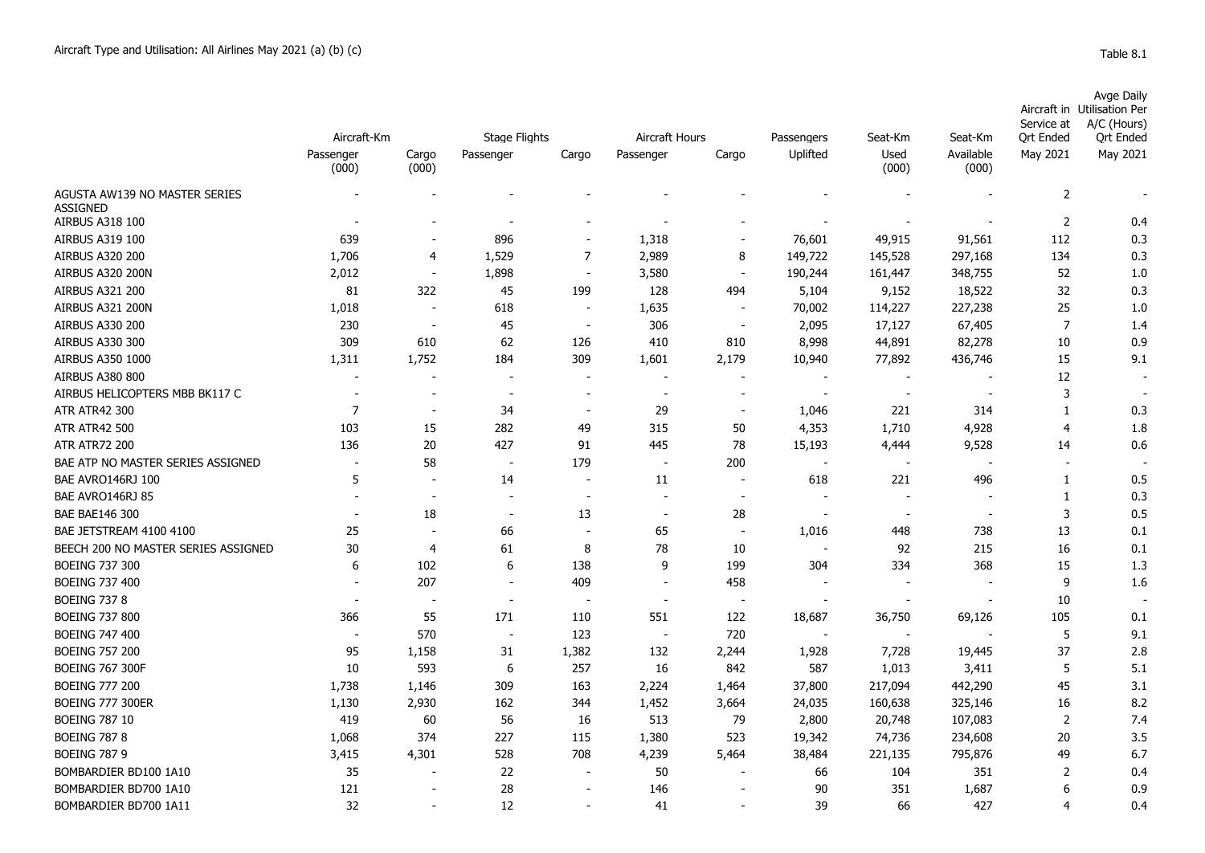Aircraft Type and Utilisation: All Airlines May 2021 (a) (b) (c)

Table 8.1

| | Aircraft-Km | | Stage Flights | | Aircraft Hours | | Passengers | Seat-Km | Seat-Km | Aircraft in Service at Qrt Ended | Avge Daily Utilisation Per A/C (Hours) Qrt Ended |
|---|---|---|---|---|---|---|---|---|---|---|---|
| | Passenger (000) | Cargo (000) | Passenger | Cargo | Passenger | Cargo | Uplifted | Used (000) | Available (000) | May 2021 | May 2021 |
| AGUSTA AW139 NO MASTER SERIES ASSIGNED | - | - | - | - | - | - | - | - | - | 2 | - |
| AIRBUS A318 100 | - | - | - | - | - | - | - | - | - | 2 | 0.4 |
| AIRBUS A319 100 | 639 | - | 896 | - | 1,318 | - | 76,601 | 49,915 | 91,561 | 112 | 0.3 |
| AIRBUS A320 200 | 1,706 | 4 | 1,529 | 7 | 2,989 | 8 | 149,722 | 145,528 | 297,168 | 134 | 0.3 |
| AIRBUS A320 200N | 2,012 | - | 1,898 | - | 3,580 | - | 190,244 | 161,447 | 348,755 | 52 | 1.0 |
| AIRBUS A321 200 | 81 | 322 | 45 | 199 | 128 | 494 | 5,104 | 9,152 | 18,522 | 32 | 0.3 |
| AIRBUS A321 200N | 1,018 | - | 618 | - | 1,635 | - | 70,002 | 114,227 | 227,238 | 25 | 1.0 |
| AIRBUS A330 200 | 230 | - | 45 | - | 306 | - | 2,095 | 17,127 | 67,405 | 7 | 1.4 |
| AIRBUS A330 300 | 309 | 610 | 62 | 126 | 410 | 810 | 8,998 | 44,891 | 82,278 | 10 | 0.9 |
| AIRBUS A350 1000 | 1,311 | 1,752 | 184 | 309 | 1,601 | 2,179 | 10,940 | 77,892 | 436,746 | 15 | 9.1 |
| AIRBUS A380 800 | - | - | - | - | - | - | - | - | - | 12 | - |
| AIRBUS HELICOPTERS MBB BK117 C | - | - | - | - | - | - | - | - | - | 3 | - |
| ATR ATR42 300 | 7 | - | 34 | - | 29 | - | 1,046 | 221 | 314 | 1 | 0.3 |
| ATR ATR42 500 | 103 | 15 | 282 | 49 | 315 | 50 | 4,353 | 1,710 | 4,928 | 4 | 1.8 |
| ATR ATR72 200 | 136 | 20 | 427 | 91 | 445 | 78 | 15,193 | 4,444 | 9,528 | 14 | 0.6 |
| BAE ATP NO MASTER SERIES ASSIGNED | - | 58 | - | 179 | - | 200 | - | - | - | - | - |
| BAE AVRO146RJ 100 | 5 | - | 14 | - | 11 | - | 618 | 221 | 496 | 1 | 0.5 |
| BAE AVRO146RJ 85 | - | - | - | - | - | - | - | - | - | 1 | 0.3 |
| BAE BAE146 300 | - | 18 | - | 13 | - | 28 | - | - | - | 3 | 0.5 |
| BAE JETSTREAM 4100 4100 | 25 | - | 66 | - | 65 | - | 1,016 | 448 | 738 | 13 | 0.1 |
| BEECH 200 NO MASTER SERIES ASSIGNED | 30 | 4 | 61 | 8 | 78 | 10 | - | 92 | 215 | 16 | 0.1 |
| BOEING 737 300 | 6 | 102 | 6 | 138 | 9 | 199 | 304 | 334 | 368 | 15 | 1.3 |
| BOEING 737 400 | - | 207 | - | 409 | - | 458 | - | - | - | 9 | 1.6 |
| BOEING 737 8 | - | - | - | - | - | - | - | - | - | 10 | - |
| BOEING 737 800 | 366 | 55 | 171 | 110 | 551 | 122 | 18,687 | 36,750 | 69,126 | 105 | 0.1 |
| BOEING 747 400 | - | 570 | - | 123 | - | 720 | - | - | - | 5 | 9.1 |
| BOEING 757 200 | 95 | 1,158 | 31 | 1,382 | 132 | 2,244 | 1,928 | 7,728 | 19,445 | 37 | 2.8 |
| BOEING 767 300F | 10 | 593 | 6 | 257 | 16 | 842 | 587 | 1,013 | 3,411 | 5 | 5.1 |
| BOEING 777 200 | 1,738 | 1,146 | 309 | 163 | 2,224 | 1,464 | 37,800 | 217,094 | 442,290 | 45 | 3.1 |
| BOEING 777 300ER | 1,130 | 2,930 | 162 | 344 | 1,452 | 3,664 | 24,035 | 160,638 | 325,146 | 16 | 8.2 |
| BOEING 787 10 | 419 | 60 | 56 | 16 | 513 | 79 | 2,800 | 20,748 | 107,083 | 2 | 7.4 |
| BOEING 787 8 | 1,068 | 374 | 227 | 115 | 1,380 | 523 | 19,342 | 74,736 | 234,608 | 20 | 3.5 |
| BOEING 787 9 | 3,415 | 4,301 | 528 | 708 | 4,239 | 5,464 | 38,484 | 221,135 | 795,876 | 49 | 6.7 |
| BOMBARDIER BD100 1A10 | 35 | - | 22 | - | 50 | - | 66 | 104 | 351 | 2 | 0.4 |
| BOMBARDIER BD700 1A10 | 121 | - | 28 | - | 146 | - | 90 | 351 | 1,687 | 6 | 0.9 |
| BOMBARDIER BD700 1A11 | 32 | - | 12 | - | 41 | - | 39 | 66 | 427 | 4 | 0.4 |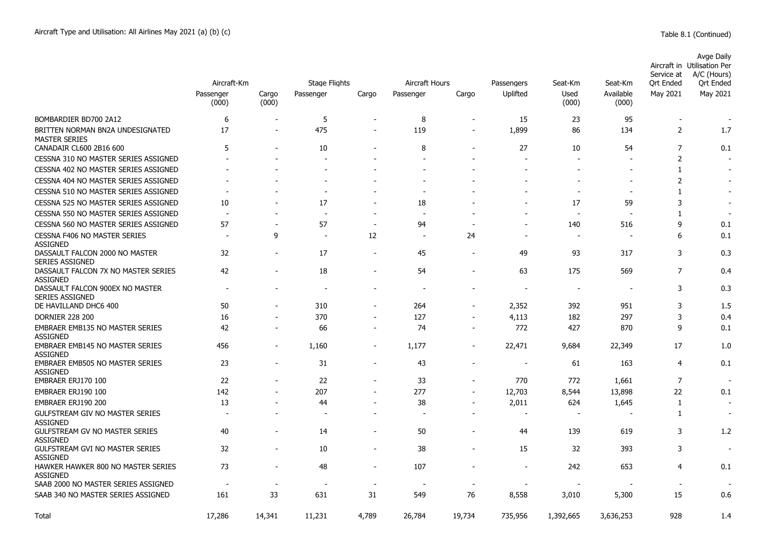Aircraft Type and Utilisation: All Airlines May 2021 (a) (b) (c)

Table 8.1 (Continued)

| | Aircraft-Km | | Stage Flights | | Aircraft Hours | | Passengers | Seat-Km | Seat-Km | Aircraft in Service at Qrt Ended | Avge Daily Utilisation Per A/C (Hours) Qrt Ended |
|---|---|---|---|---|---|---|---|---|---|---|---|
| | Passenger (000) | Cargo (000) | Passenger | Cargo | Passenger | Cargo | Uplifted | Used (000) | Available (000) | May 2021 | May 2021 |
| BOMBARDIER BD700 2A12 | 6 | - | 5 | - | 8 | - | 15 | 23 | 95 | - | - |
| BRITTEN NORMAN BN2A UNDESIGNATED MASTER SERIES | 17 | - | 475 | - | 119 | - | 1,899 | 86 | 134 | 2 | 1.7 |
| CANADAIR CL600 2B16 600 | 5 | - | 10 | - | 8 | - | 27 | 10 | 54 | 7 | 0.1 |
| CESSNA 310 NO MASTER SERIES ASSIGNED | - | - | - | - | - | - | - | - | - | 2 | - |
| CESSNA 402 NO MASTER SERIES ASSIGNED | - | - | - | - | - | - | - | - | - | 1 | - |
| CESSNA 404 NO MASTER SERIES ASSIGNED | - | - | - | - | - | - | - | - | - | 2 | - |
| CESSNA 510 NO MASTER SERIES ASSIGNED | - | - | - | - | - | - | - | - | - | 1 | - |
| CESSNA 525 NO MASTER SERIES ASSIGNED | 10 | - | 17 | - | 18 | - | - | 17 | 59 | 3 | - |
| CESSNA 550 NO MASTER SERIES ASSIGNED | - | - | - | - | - | - | - | - | - | 1 | - |
| CESSNA 560 NO MASTER SERIES ASSIGNED | 57 | - | 57 | - | 94 | - | - | 140 | 516 | 9 | 0.1 |
| CESSNA F406 NO MASTER SERIES ASSIGNED | - | 9 | - | 12 | - | 24 | - | - | - | 6 | 0.1 |
| DASSAULT FALCON 2000 NO MASTER SERIES ASSIGNED | 32 | - | 17 | - | 45 | - | 49 | 93 | 317 | 3 | 0.3 |
| DASSAULT FALCON 7X NO MASTER SERIES ASSIGNED | 42 | - | 18 | - | 54 | - | 63 | 175 | 569 | 7 | 0.4 |
| DASSAULT FALCON 900EX NO MASTER SERIES ASSIGNED | - | - | - | - | - | - | - | - | - | 3 | 0.3 |
| DE HAVILLAND DHC6 400 | 50 | - | 310 | - | 264 | - | 2,352 | 392 | 951 | 3 | 1.5 |
| DORNIER 228 200 | 16 | - | 370 | - | 127 | - | 4,113 | 182 | 297 | 3 | 0.4 |
| EMBRAER EMB135 NO MASTER SERIES ASSIGNED | 42 | - | 66 | - | 74 | - | 772 | 427 | 870 | 9 | 0.1 |
| EMBRAER EMB145 NO MASTER SERIES ASSIGNED | 456 | - | 1,160 | - | 1,177 | - | 22,471 | 9,684 | 22,349 | 17 | 1.0 |
| EMBRAER EMB505 NO MASTER SERIES ASSIGNED | 23 | - | 31 | - | 43 | - | - | 61 | 163 | 4 | 0.1 |
| EMBRAER ERJ170 100 | 22 | - | 22 | - | 33 | - | 770 | 772 | 1,661 | 7 | - |
| EMBRAER ERJ190 100 | 142 | - | 207 | - | 277 | - | 12,703 | 8,544 | 13,898 | 22 | 0.1 |
| EMBRAER ERJ190 200 | 13 | - | 44 | - | 38 | - | 2,011 | 624 | 1,645 | 1 | - |
| GULFSTREAM GIV NO MASTER SERIES ASSIGNED | - | - | - | - | - | - | - | - | - | 1 | - |
| GULFSTREAM GV NO MASTER SERIES ASSIGNED | 40 | - | 14 | - | 50 | - | 44 | 139 | 619 | 3 | 1.2 |
| GULFSTREAM GVI NO MASTER SERIES ASSIGNED | 32 | - | 10 | - | 38 | - | 15 | 32 | 393 | 3 | - |
| HAWKER HAWKER 800 NO MASTER SERIES ASSIGNED | 73 | - | 48 | - | 107 | - | - | 242 | 653 | 4 | 0.1 |
| SAAB 2000 NO MASTER SERIES ASSIGNED | - | - | - | - | - | - | - | - | - | - | - |
| SAAB 340 NO MASTER SERIES ASSIGNED | 161 | 33 | 631 | 31 | 549 | 76 | 8,558 | 3,010 | 5,300 | 15 | 0.6 |
| Total | 17,286 | 14,341 | 11,231 | 4,789 | 26,784 | 19,734 | 735,956 | 1,392,665 | 3,636,253 | 928 | 1.4 |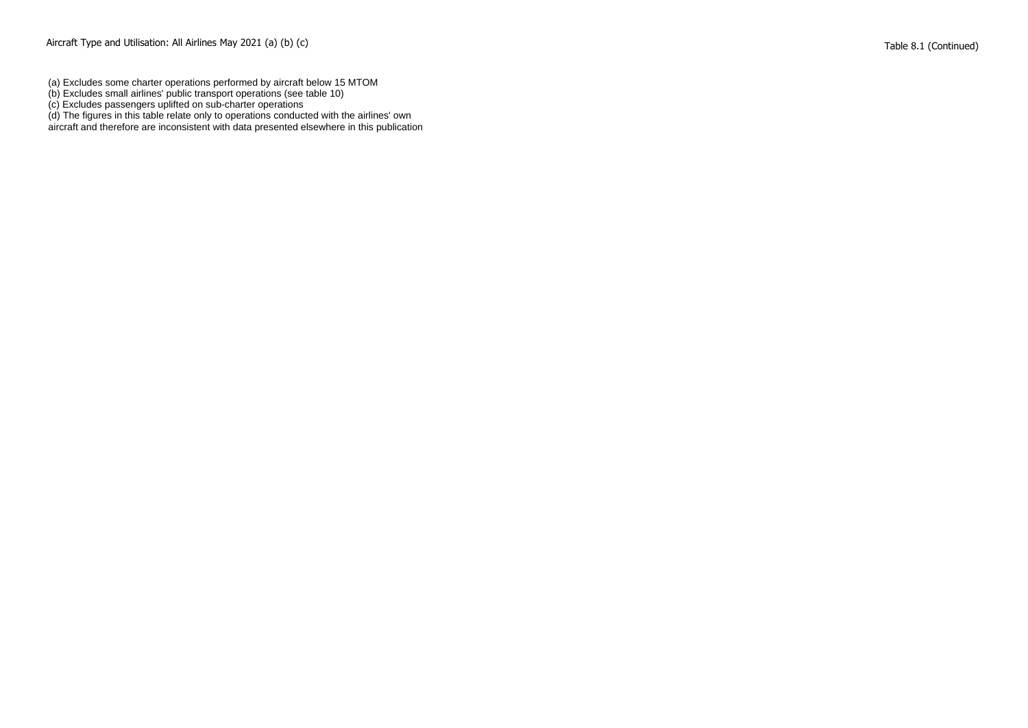Aircraft Type and Utilisation: All Airlines May 2021 (a) (b) (c)

Table 8.1 (Continued)

(a) Excludes some charter operations performed by aircraft below 15 MTOM
(b) Excludes small airlines' public transport operations (see table 10)
(c) Excludes passengers uplifted on sub-charter operations
(d) The figures in this table relate only to operations conducted with the airlines' own aircraft and therefore are inconsistent with data presented elsewhere in this publication